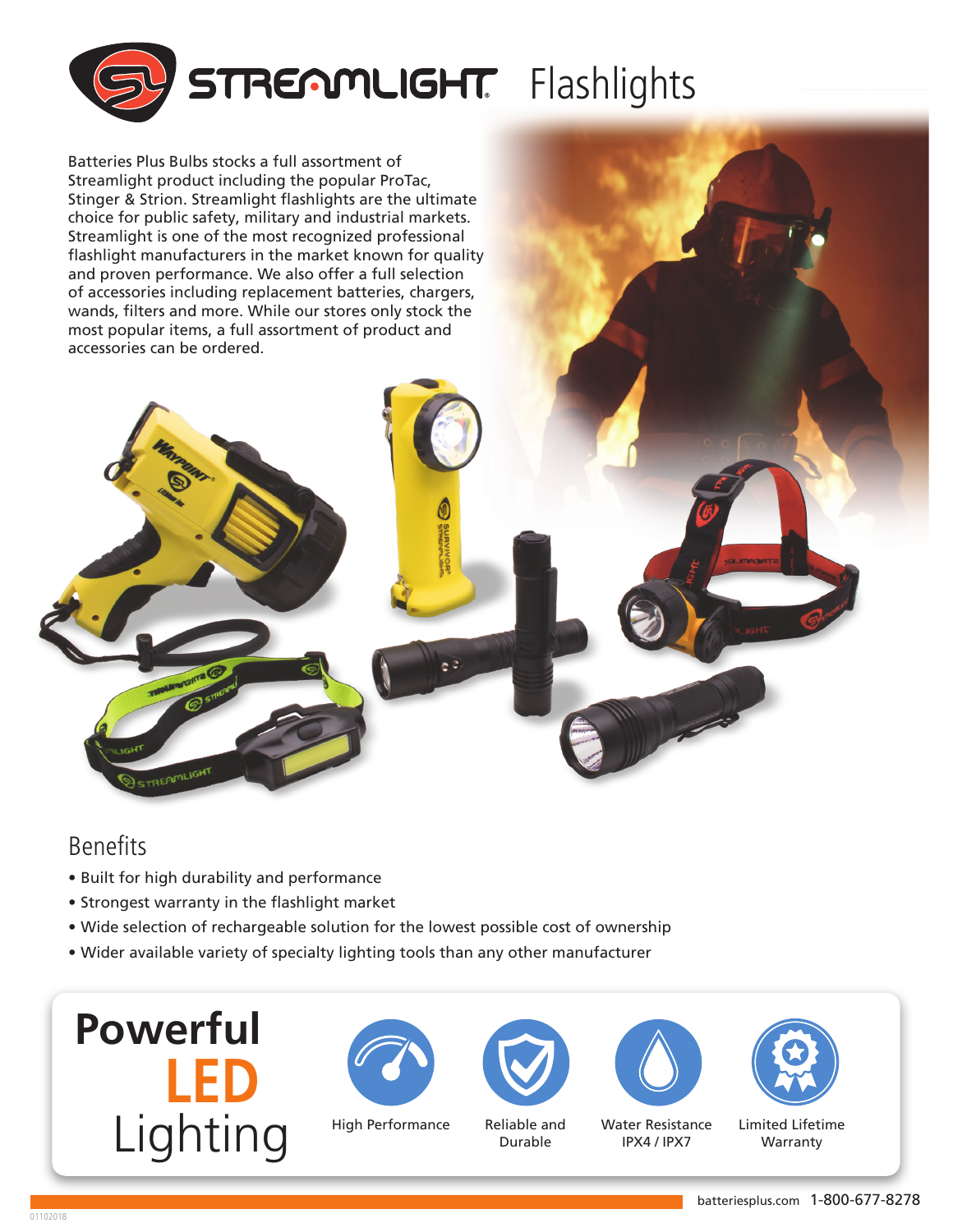# Streamlight Flashlights

Batteries Plus Bulbs stocks a full assortment of Streamlight product including the popular ProTac, Stinger & Strion. Streamlight flashlights are the ultimate choice for public safety, military and industrial markets. Streamlight is one of the most recognized professional flashlight manufacturers in the market known for quality and proven performance. We also offer a full selection of accessories including replacement batteries, chargers, wands, filters and more. While our stores only stock the most popular items, a full assortment of product and accessories can be ordered.

## Benefits

- Built for high durability and performance
- Strongest warranty in the flashlight market
- Wide selection of rechargeable solution for the lowest possible cost of ownership
- Wider available variety of specialty lighting tools than any other manufacturer

**Powerful LED Lighting**

- High Performance
- Reliable and Durable
- Water Resistance IPX4 / IPX7
- Limited Lifetime Warranty

batteriesplus.com 1-800-677-8278

01102018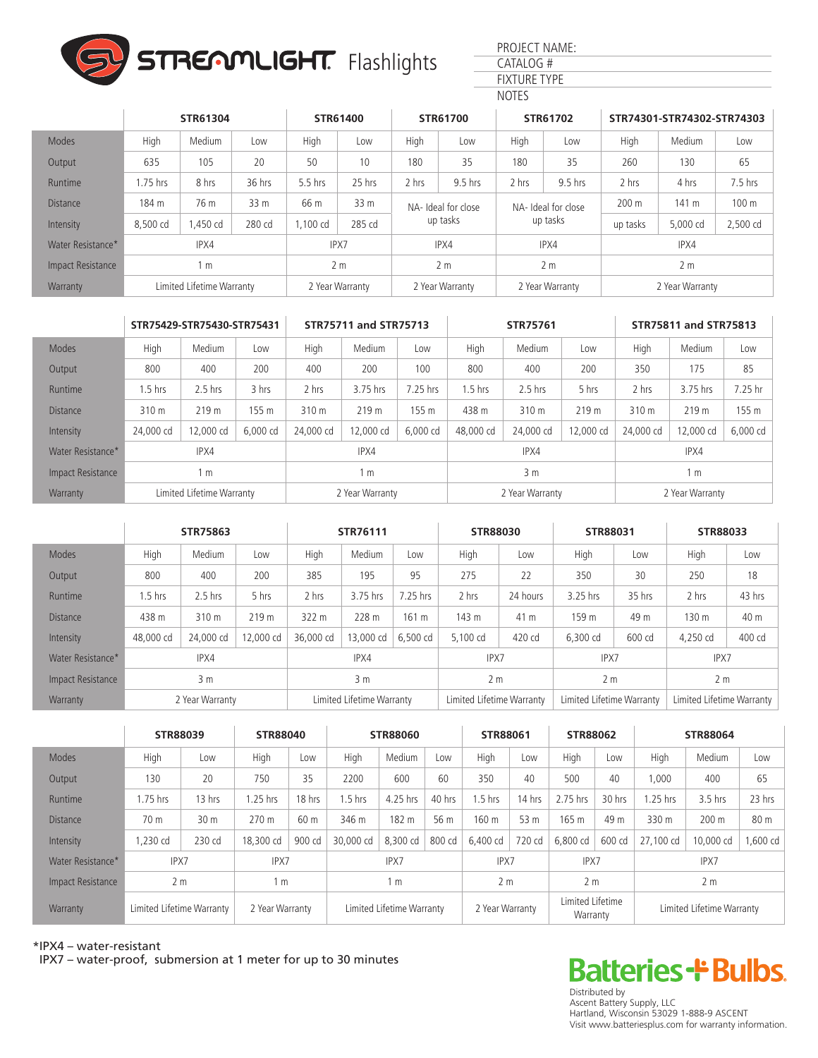# STREAMLIGHT Flashlights

PROJECT NAME:
CATALOG #
FIXTURE TYPE
NOTES

| | STR61304 | | | STR61400 | | STR61700 | | STR61702 | | STR74301-STR74302-STR74303 | | |
|---|---|---|---|---|---|---|---|---|---|---|---|---|
| Modes | High | Medium | Low | High | Low | High | Low | High | Low | High | Medium | Low |
| Output | 635 | 105 | 20 | 50 | 10 | 180 | 35 | 180 | 35 | 260 | 130 | 65 |
| Runtime | 1.75 hrs | 8 hrs | 36 hrs | 5.5 hrs | 25 hrs | 2 hrs | 9.5 hrs | 2 hrs | 9.5 hrs | 2 hrs | 4 hrs | 7.5 hrs |
| Distance | 184 m | 76 m | 33 m | 66 m | 33 m | NA- Ideal for close up tasks | | NA- Ideal for close up tasks | | 200 m | 141 m | 100 m |
| Intensity | 8,500 cd | 1,450 cd | 280 cd | 1,100 cd | 285 cd | | | | | up tasks | 5,000 cd | 2,500 cd |
| Water Resistance* | IPX4 | | | IPX7 | | IPX4 | | IPX4 | | IPX4 | | |
| Impact Resistance | 1 m | | | 2 m | | 2 m | | 2 m | | 2 m | | |
| Warranty | Limited Lifetime Warranty | | | 2 Year Warranty | | 2 Year Warranty | | 2 Year Warranty | | 2 Year Warranty | | |

| | STR75429-STR75430-STR75431 | | | STR75711 and STR75713 | | | STR75761 | | | STR75811 and STR75813 | | |
|---|---|---|---|---|---|---|---|---|---|---|---|---|
| Modes | High | Medium | Low | High | Medium | Low | High | Medium | Low | High | Medium | Low |
| Output | 800 | 400 | 200 | 400 | 200 | 100 | 800 | 400 | 200 | 350 | 175 | 85 |
| Runtime | 1.5 hrs | 2.5 hrs | 3 hrs | 2 hrs | 3.75 hrs | 7.25 hrs | 1.5 hrs | 2.5 hrs | 5 hrs | 2 hrs | 3.75 hrs | 7.25 hr |
| Distance | 310 m | 219 m | 155 m | 310 m | 219 m | 155 m | 438 m | 310 m | 219 m | 310 m | 219 m | 155 m |
| Intensity | 24,000 cd | 12,000 cd | 6,000 cd | 24,000 cd | 12,000 cd | 6,000 cd | 48,000 cd | 24,000 cd | 12,000 cd | 24,000 cd | 12,000 cd | 6,000 cd |
| Water Resistance* | IPX4 | | | IPX4 | | | IPX4 | | | IPX4 | | |
| Impact Resistance | 1 m | | | 1 m | | | 3 m | | | 1 m | | |
| Warranty | Limited Lifetime Warranty | | | 2 Year Warranty | | | 2 Year Warranty | | | 2 Year Warranty | | |

| | STR75863 | | | STR76111 | | | STR88030 | | STR88031 | | STR88033 | |
|---|---|---|---|---|---|---|---|---|---|---|---|---|
| Modes | High | Medium | Low | High | Medium | Low | High | Low | High | Low | High | Low |
| Output | 800 | 400 | 200 | 385 | 195 | 95 | 275 | 22 | 350 | 30 | 250 | 18 |
| Runtime | 1.5 hrs | 2.5 hrs | 5 hrs | 2 hrs | 3.75 hrs | 7.25 hrs | 2 hrs | 24 hours | 3.25 hrs | 35 hrs | 2 hrs | 43 hrs |
| Distance | 438 m | 310 m | 219 m | 322 m | 228 m | 161 m | 143 m | 41 m | 159 m | 49 m | 130 m | 40 m |
| Intensity | 48,000 cd | 24,000 cd | 12,000 cd | 36,000 cd | 13,000 cd | 6,500 cd | 5,100 cd | 420 cd | 6,300 cd | 600 cd | 4,250 cd | 400 cd |
| Water Resistance* | IPX4 | | | IPX4 | | | IPX7 | | IPX7 | | IPX7 | |
| Impact Resistance | 3 m | | | 3 m | | | 2 m | | 2 m | | 2 m | |
| Warranty | 2 Year Warranty | | | Limited Lifetime Warranty | | | Limited Lifetime Warranty | | Limited Lifetime Warranty | | Limited Lifetime Warranty | |

| | STR88039 | | STR88040 | | STR88060 | | | STR88061 | | STR88062 | | STR88064 | | |
|---|---|---|---|---|---|---|---|---|---|---|---|---|---|---|
| Modes | High | Low | High | Low | High | Medium | Low | High | Low | High | Low | High | Medium | Low |
| Output | 130 | 20 | 750 | 35 | 2200 | 600 | 60 | 350 | 40 | 500 | 40 | 1,000 | 400 | 65 |
| Runtime | 1.75 hrs | 13 hrs | 1.25 hrs | 18 hrs | 1.5 hrs | 4.25 hrs | 40 hrs | 1.5 hrs | 14 hrs | 2.75 hrs | 30 hrs | 1.25 hrs | 3.5 hrs | 23 hrs |
| Distance | 70 m | 30 m | 270 m | 60 m | 346 m | 182 m | 56 m | 160 m | 53 m | 165 m | 49 m | 330 m | 200 m | 80 m |
| Intensity | 1,230 cd | 230 cd | 18,300 cd | 900 cd | 30,000 cd | 8,300 cd | 800 cd | 6,400 cd | 720 cd | 6,800 cd | 600 cd | 27,100 cd | 10,000 cd | 1,600 cd |
| Water Resistance* | IPX7 | | IPX7 | | IPX7 | | | IPX7 | | IPX7 | | IPX7 | | |
| Impact Resistance | 2 m | | 1 m | | 1 m | | | 2 m | | 2 m | | 2 m | | |
| Warranty | Limited Lifetime Warranty | | 2 Year Warranty | | Limited Lifetime Warranty | | | 2 Year Warranty | | Limited Lifetime Warranty | | Limited Lifetime Warranty | | |

*IPX4 – water-resistant
IPX7 – water-proof, submersion at 1 meter for up to 30 minutes

Batteries+Bulbs.
Distributed by
Ascent Battery Supply, LLC
Hartland, Wisconsin 53029 1-888-9 ASCENT
Visit www.batteriesplus.com for warranty information.